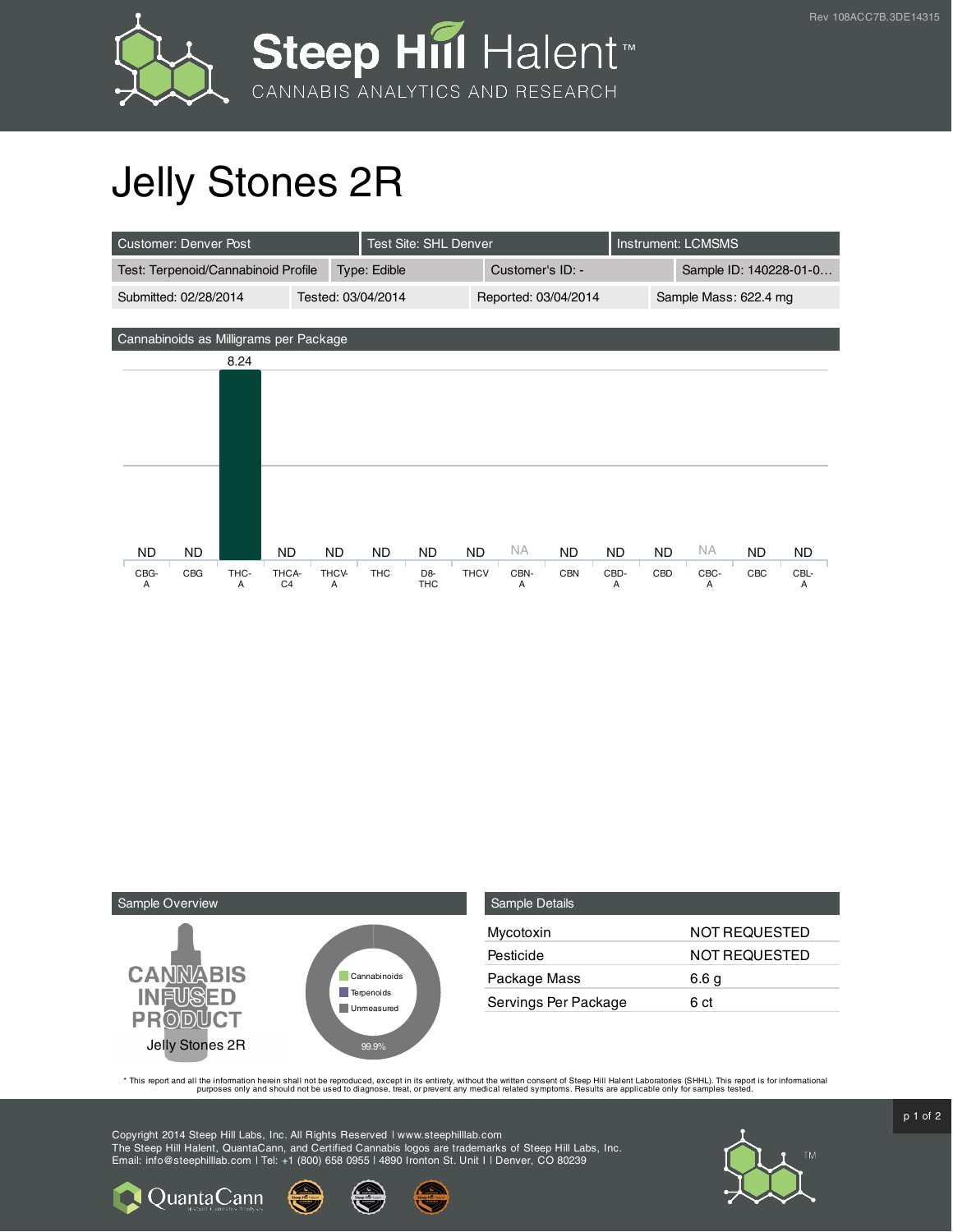Rev 108ACC7B.3DE14315

# Jelly Stones 2R

| Customer: Denver Post | Test Site: SHL Denver | Instrument: LCMSMS | |
|---|---|---|---|
| Test: Terpenoid/Cannabinoid Profile | Type: Edible | Customer's ID: - | Sample ID: 140228-01-0… |
| Submitted: 02/28/2014 | Tested: 03/04/2014 | Reported: 03/04/2014 | Sample Mass: 622.4 mg |

## Cannabinoids as Milligrams per Package

8.24

ND ND ND ND ND ND ND NA ND ND ND NA ND ND

CBG-A CBG THC-A THCA-C4 THCV-A THC D8-THC THCV CBN-A CBN CBD-A CBD CBC-A CBC CBL-A

## Sample Overview

CANNABIS INFUSED PRODUCT

Jelly Stones 2R

Cannabinoids
Terpenoids
Unmeasured

99.9%

## Sample Details

| | |
|---|---|
| Mycotoxin | NOT REQUESTED |
| Pesticide | NOT REQUESTED |
| Package Mass | 6.6 g |
| Servings Per Package | 6 ct |

* This report and all the information herein shall not be reproduced, except in its entirety, without the written consent of Steep Hill Halent Laboratories (SHHL). This report is for informational purposes only and should not be used to diagnose, treat, or prevent any medical related symptoms. Results are applicable only for samples tested.

Copyright 2014 Steep Hill Labs, Inc. All Rights Reserved | www.steephilllab.com
The Steep Hill Halent, QuantaCann, and Certified Cannabis logos are trademarks of Steep Hill Labs, Inc.
Email: info@steephilllab.com | Tel: +1 (800) 658 0955 | 4890 Ironton St. Unit I | Denver, CO 80239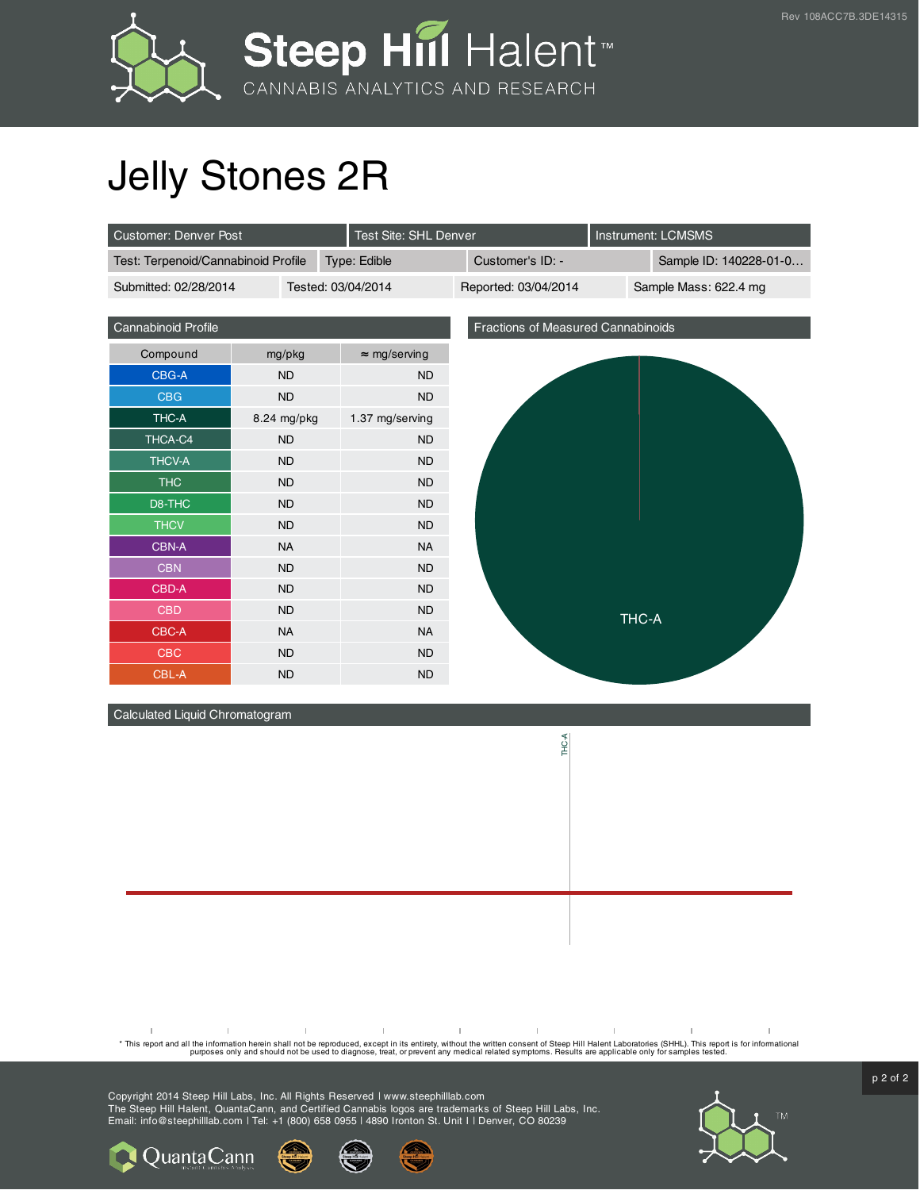# Jelly Stones 2R

| Customer: Denver Post | Test Site: SHL Denver | Instrument: LCMSMS |
|---|---|---|

| Test: Terpenoid/Cannabinoid Profile | Type: Edible | Customer's ID: - | Sample ID: 140228-01-0… |
|---|---|---|---|
| Submitted: 02/28/2014 | Tested: 03/04/2014 | Reported: 03/04/2014 | Sample Mass: 622.4 mg |

## Cannabinoid Profile

| Compound | mg/pkg | ≈ mg/serving |
|---|---|---|
| CBG-A | ND | ND |
| CBG | ND | ND |
| THC-A | 8.24 mg/pkg | 1.37 mg/serving |
| THCA-C4 | ND | ND |
| THCV-A | ND | ND |
| THC | ND | ND |
| D8-THC | ND | ND |
| THCV | ND | ND |
| CBN-A | NA | NA |
| CBN | ND | ND |
| CBD-A | ND | ND |
| CBD | ND | ND |
| CBC-A | NA | NA |
| CBC | ND | ND |
| CBL-A | ND | ND |

## Fractions of Measured Cannabinoids

THC-A

## Calculated Liquid Chromatogram

THC-A

* This report and all the information herein shall not be reproduced, except in its entirety, without the written consent of Steep Hill Halent Laboratories (SHHL). This report is for informational purposes only and should not be used to diagnose, treat, or prevent any medical related symptoms. Results are applicable only for samples tested.

Copyright 2014 Steep Hill Labs, Inc. All Rights Reserved | www.steephilllab.com
The Steep Hill Halent, QuantaCann, and Certified Cannabis logos are trademarks of Steep Hill Labs, Inc.
Email: info@steephilllab.com | Tel: +1 (800) 658 0955 | 4890 Ironton St. Unit I | Denver, CO 80239